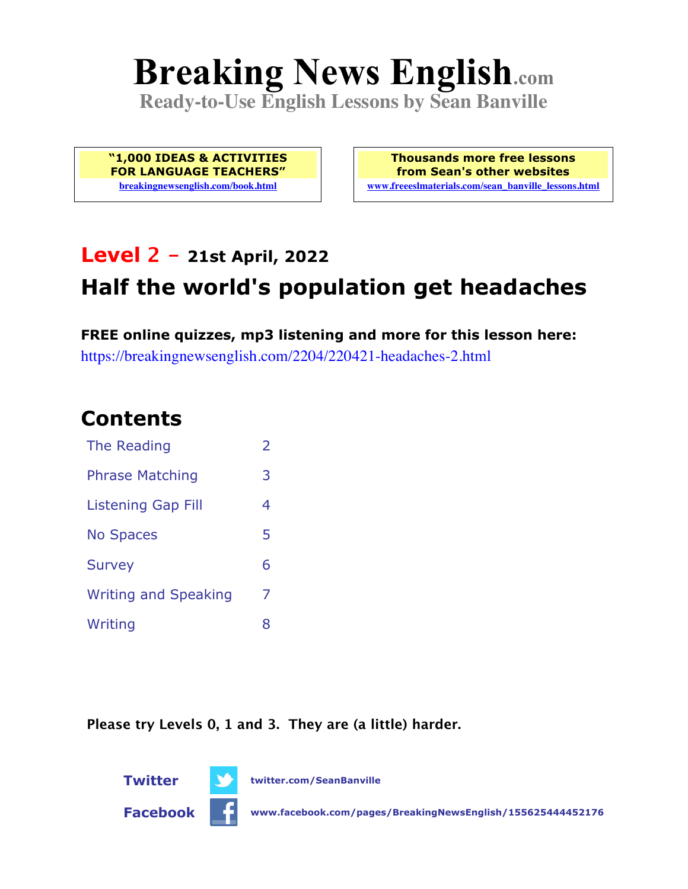# Breaking News English.com

**Ready-to-Use English Lessons by Sean Banville**

**"1,000 IDEAS & ACTIVITIES FOR LANGUAGE TEACHERS"**
breakingnewsenglish.com/book.html

**Thousands more free lessons from Sean's other websites**
www.freeeslmaterials.com/sean_banville_lessons.html

## Level 2 – 21st April, 2022

## Half the world's population get headaches

**FREE online quizzes, mp3 listening and more for this lesson here:**
https://breakingnewsenglish.com/2204/220421-headaches-2.html

## Contents

| | |
|---|---|
| The Reading | 2 |
| Phrase Matching | 3 |
| Listening Gap Fill | 4 |
| No Spaces | 5 |
| Survey | 6 |
| Writing and Speaking | 7 |
| Writing | 8 |

**Please try Levels 0, 1 and 3. They are (a little) harder.**

**Twitter** twitter.com/SeanBanville

**Facebook** www.facebook.com/pages/BreakingNewsEnglish/155625444452176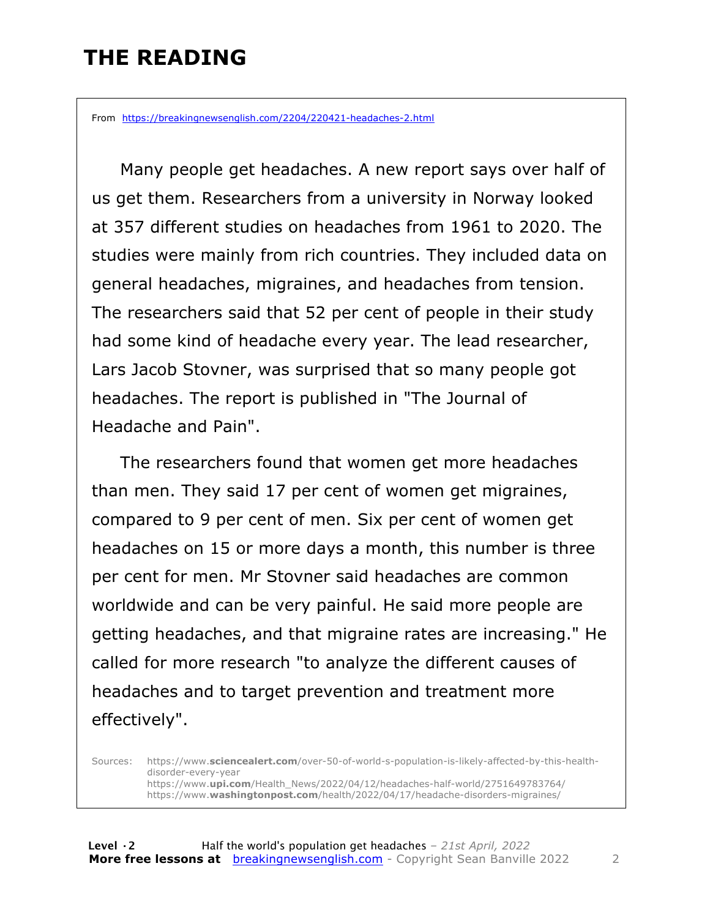# THE READING

From https://breakingnewsenglish.com/2204/220421-headaches-2.html

Many people get headaches. A new report says over half of us get them. Researchers from a university in Norway looked at 357 different studies on headaches from 1961 to 2020. The studies were mainly from rich countries. They included data on general headaches, migraines, and headaches from tension. The researchers said that 52 per cent of people in their study had some kind of headache every year. The lead researcher, Lars Jacob Stovner, was surprised that so many people got headaches. The report is published in "The Journal of Headache and Pain".

The researchers found that women get more headaches than men. They said 17 per cent of women get migraines, compared to 9 per cent of men. Six per cent of women get headaches on 15 or more days a month, this number is three per cent for men. Mr Stovner said headaches are common worldwide and can be very painful. He said more people are getting headaches, and that migraine rates are increasing." He called for more research "to analyze the different causes of headaches and to target prevention and treatment more effectively".

Sources:
https://www.**sciencealert.com**/over-50-of-world-s-population-is-likely-affected-by-this-health-disorder-every-year
https://www.**upi.com**/Health_News/2022/04/12/headaches-half-world/2751649783764/
https://www.**washingtonpost.com**/health/2022/04/17/headache-disorders-migraines/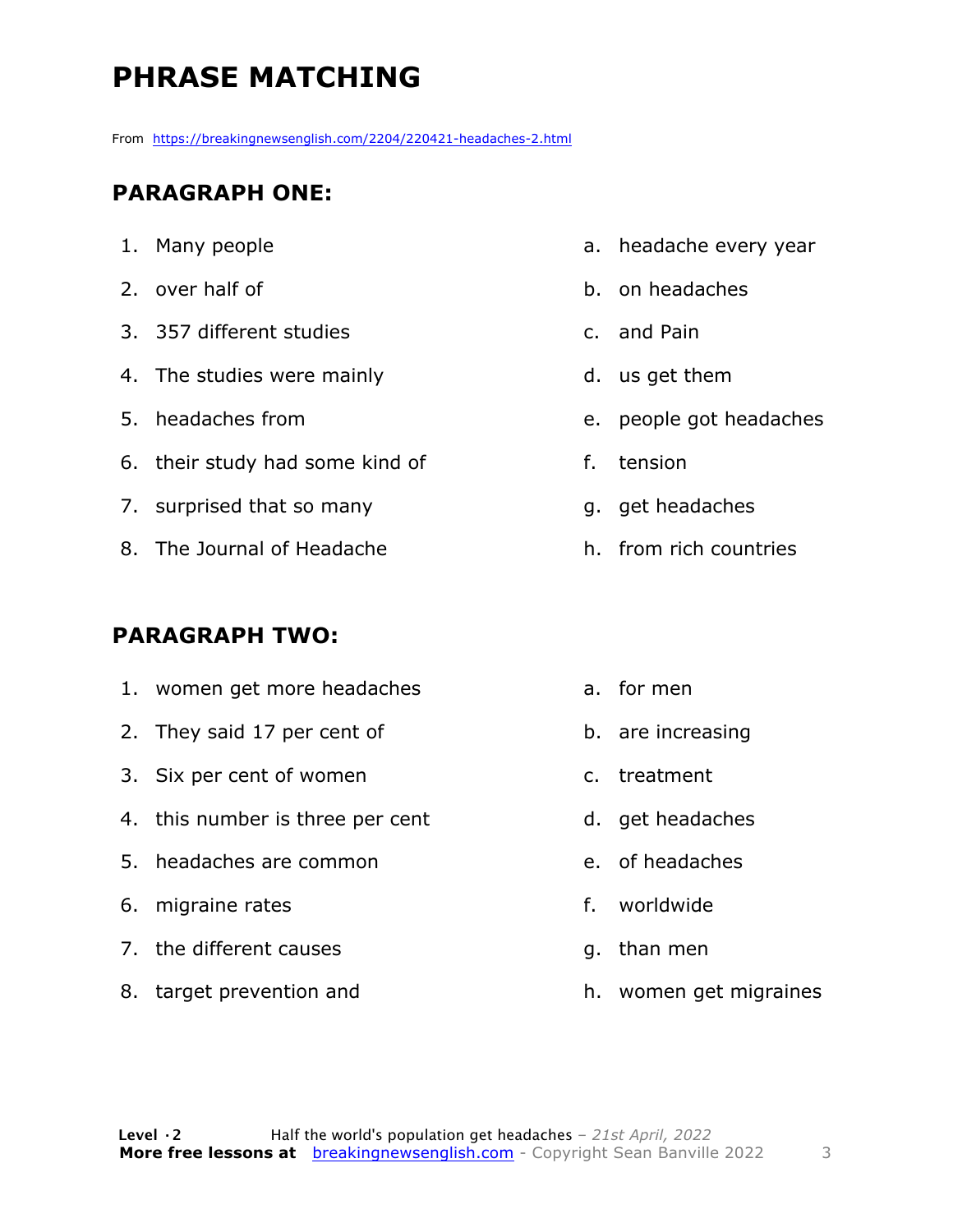# PHRASE MATCHING

From https://breakingnewsenglish.com/2204/220421-headaches-2.html

## PARAGRAPH ONE:

| | |
|---|---|
| 1. Many people | a. headache every year |
| 2. over half of | b. on headaches |
| 3. 357 different studies | c. and Pain |
| 4. The studies were mainly | d. us get them |
| 5. headaches from | e. people got headaches |
| 6. their study had some kind of | f. tension |
| 7. surprised that so many | g. get headaches |
| 8. The Journal of Headache | h. from rich countries |

## PARAGRAPH TWO:

| | |
|---|---|
| 1. women get more headaches | a. for men |
| 2. They said 17 per cent of | b. are increasing |
| 3. Six per cent of women | c. treatment |
| 4. this number is three per cent | d. get headaches |
| 5. headaches are common | e. of headaches |
| 6. migraine rates | f. worldwide |
| 7. the different causes | g. than men |
| 8. target prevention and | h. women get migraines |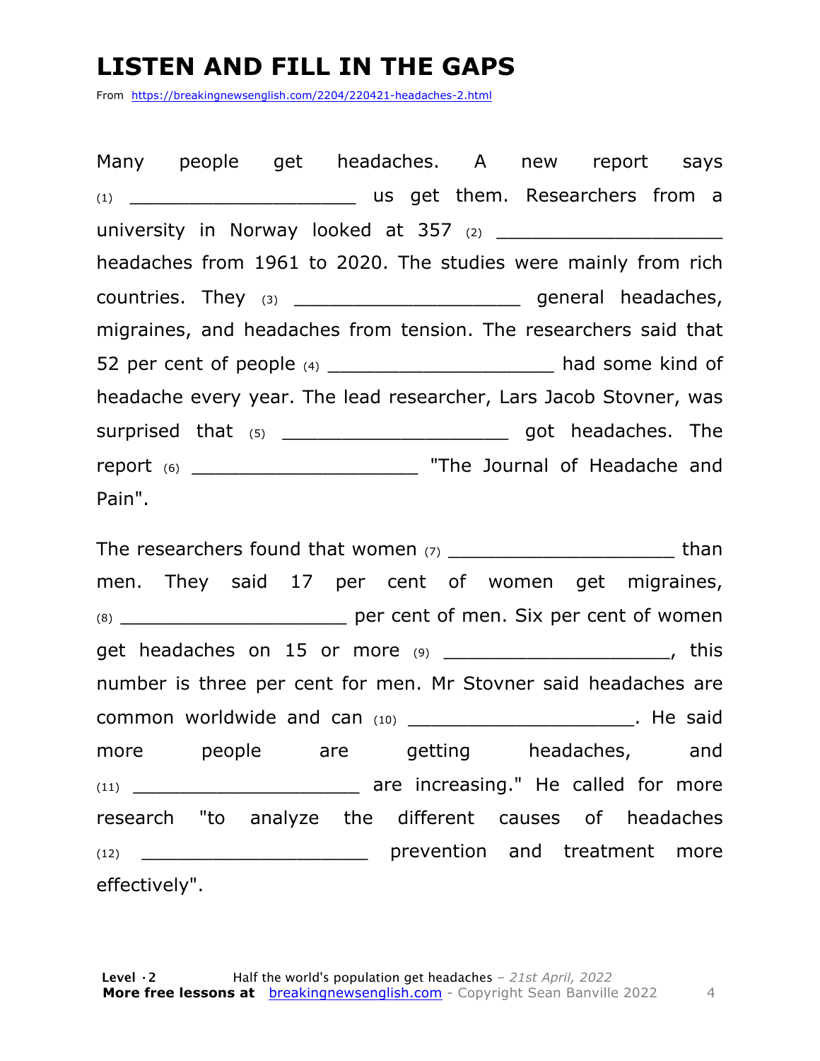# LISTEN AND FILL IN THE GAPS

From https://breakingnewsenglish.com/2204/220421-headaches-2.html

Many people get headaches. A new report says (1) ____________________ us get them. Researchers from a university in Norway looked at 357 (2) ____________________ headaches from 1961 to 2020. The studies were mainly from rich countries. They (3) ____________________ general headaches, migraines, and headaches from tension. The researchers said that 52 per cent of people (4) ____________________ had some kind of headache every year. The lead researcher, Lars Jacob Stovner, was surprised that (5) ____________________ got headaches. The report (6) ____________________ "The Journal of Headache and Pain".

The researchers found that women (7) ____________________ than men. They said 17 per cent of women get migraines, (8) ____________________ per cent of men. Six per cent of women get headaches on 15 or more (9) ____________________, this number is three per cent for men. Mr Stovner said headaches are common worldwide and can (10) ____________________. He said more people are getting headaches, and (11) ____________________ are increasing." He called for more research "to analyze the different causes of headaches (12) ____________________ prevention and treatment more effectively".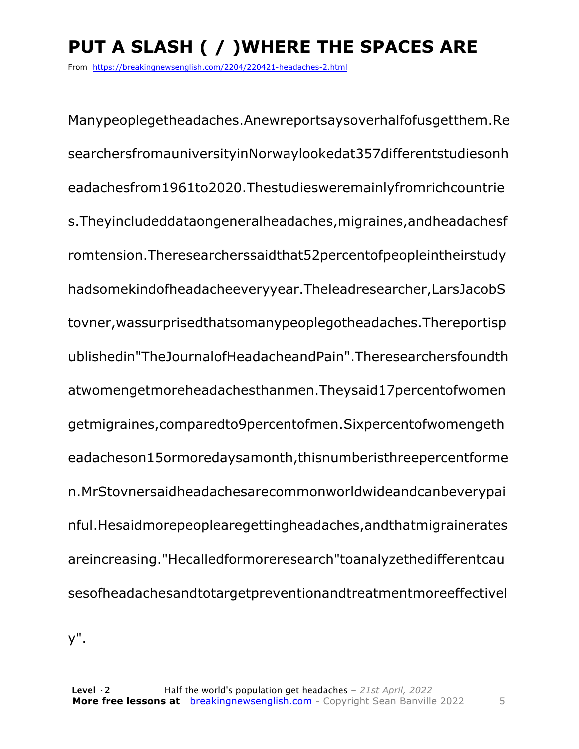# PUT A SLASH ( / )WHERE THE SPACES ARE

From https://breakingnewsenglish.com/2204/220421-headaches-2.html

Manypeoplegetheadaches.Anewreportsaysoverhalfofusgetthem.Re searchersfromauniversityinNorwaylookedat357differentstudiesonh eadachesfrom1961to2020.Thestudiesweremainlyfromrichcountrie s.Theyincludeddataongeneralheadaches,migraines,andheadachesf romtension.Theresearcherssaidthat52percentofpeopleintheirstudy hadsomekindofheadacheeveryyear.Theleadresearcher,LarsJacobS tovner,wassurprisedthatsomanypeoplegotheadaches.Thereportisp ublishedin"TheJournalofHeadacheandPain".Theresearchersfoundth atwomengetmoreheadachesthanmen.Theysaid17percentofwomen getmigraines,comparedto9percentofmen.Sixpercentofwomengeth eadacheson15ormoredaysamonth,thisnumberisthreepercentforme n.MrStovnersaidheadachesarecommonworldwideandcanbeverypai nful.Hesaidmorepeoplearegettingheadaches,andthatmigrainerates areincreasing."Hecalledformoreresearch"toanalyzethedifferentcau sesofheadachesandtotargetpreventionandtreatmentmoreeffectivel y".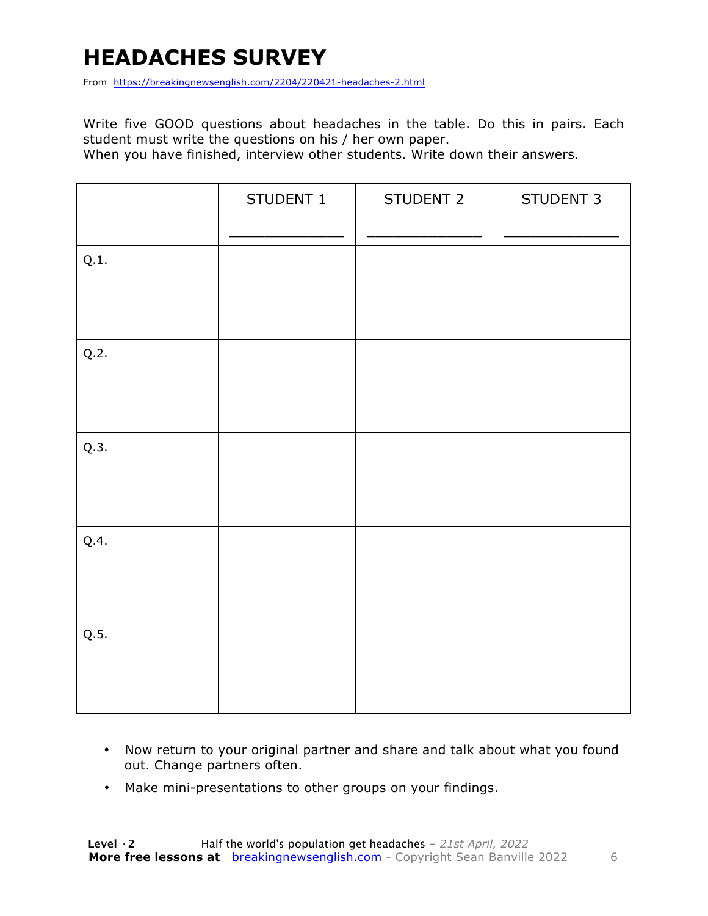# HEADACHES SURVEY

From https://breakingnewsenglish.com/2204/220421-headaches-2.html

Write five GOOD questions about headaches in the table. Do this in pairs. Each student must write the questions on his / her own paper.
When you have finished, interview other students. Write down their answers.

| | STUDENT 1<br>_______________ | STUDENT 2<br>_______________ | STUDENT 3<br>_______________ |
|---|---|---|---|
| Q.1. | | | |
| Q.2. | | | |
| Q.3. | | | |
| Q.4. | | | |
| Q.5. | | | |

- Now return to your original partner and share and talk about what you found out. Change partners often.
- Make mini-presentations to other groups on your findings.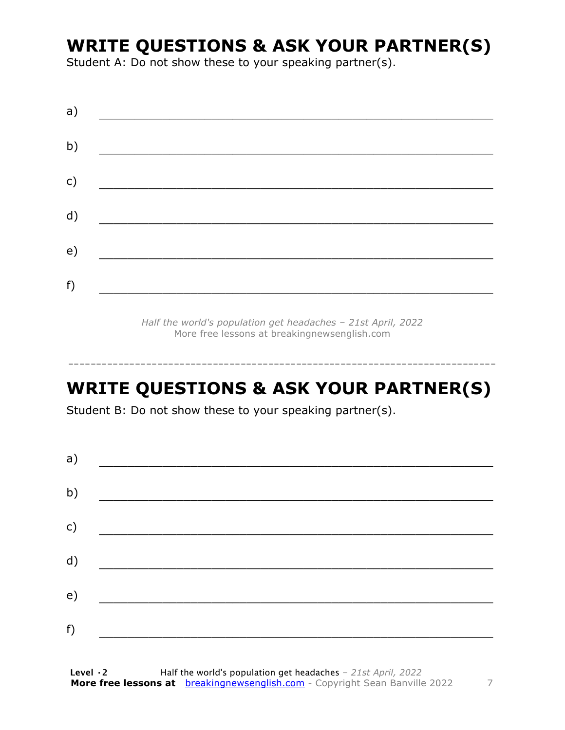## WRITE QUESTIONS & ASK YOUR PARTNER(S)

Student A: Do not show these to your speaking partner(s).

a) ___________________________________________________________

b) ___________________________________________________________

c) ___________________________________________________________

d) ___________________________________________________________

e) ___________________________________________________________

f) ___________________________________________________________

*Half the world's population get headaches – 21st April, 2022*
More free lessons at breakingnewsenglish.com

---

## WRITE QUESTIONS & ASK YOUR PARTNER(S)

Student B: Do not show these to your speaking partner(s).

a) ___________________________________________________________

b) ___________________________________________________________

c) ___________________________________________________________

d) ___________________________________________________________

e) ___________________________________________________________

f) ___________________________________________________________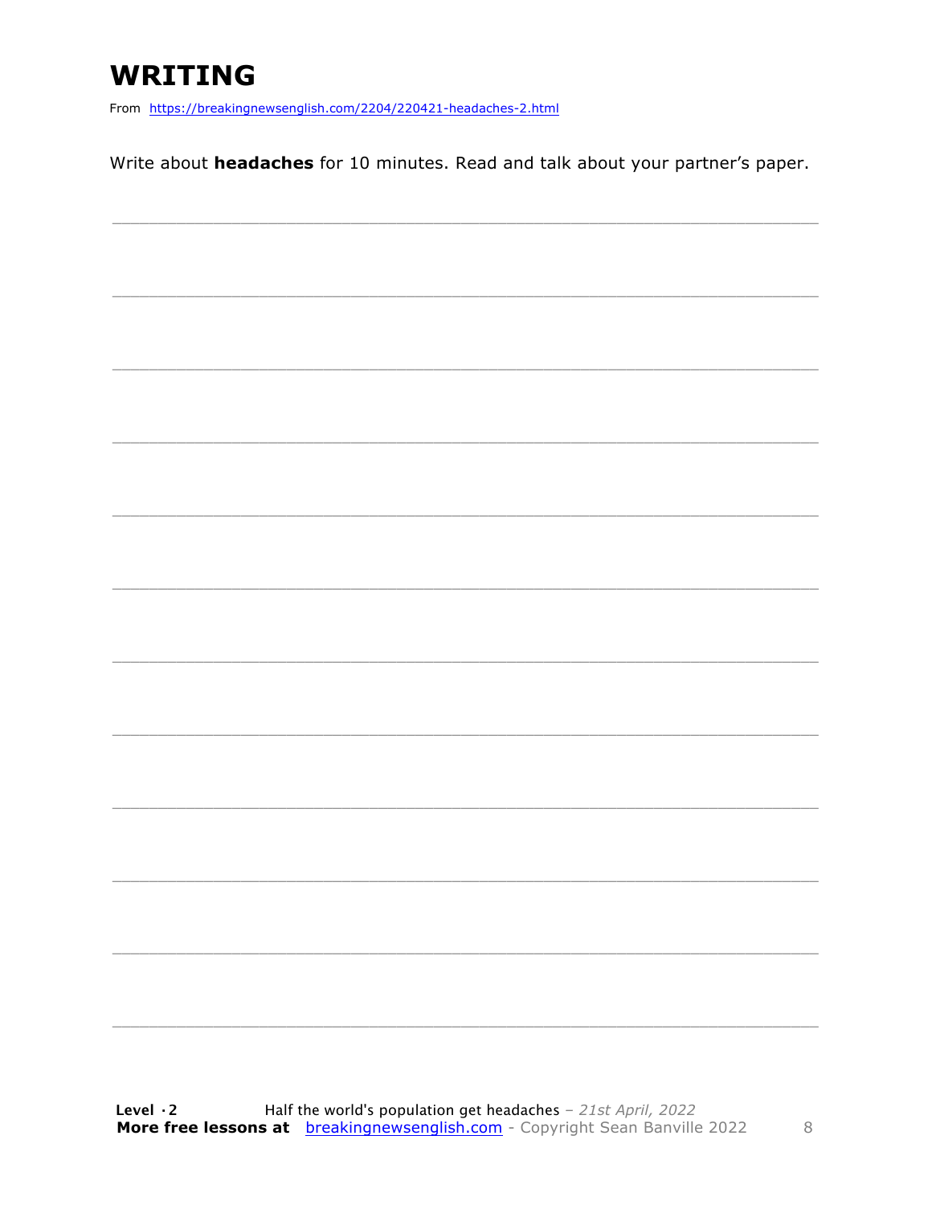# WRITING

From https://breakingnewsenglish.com/2204/220421-headaches-2.html

Write about **headaches** for 10 minutes. Read and talk about your partner's paper.